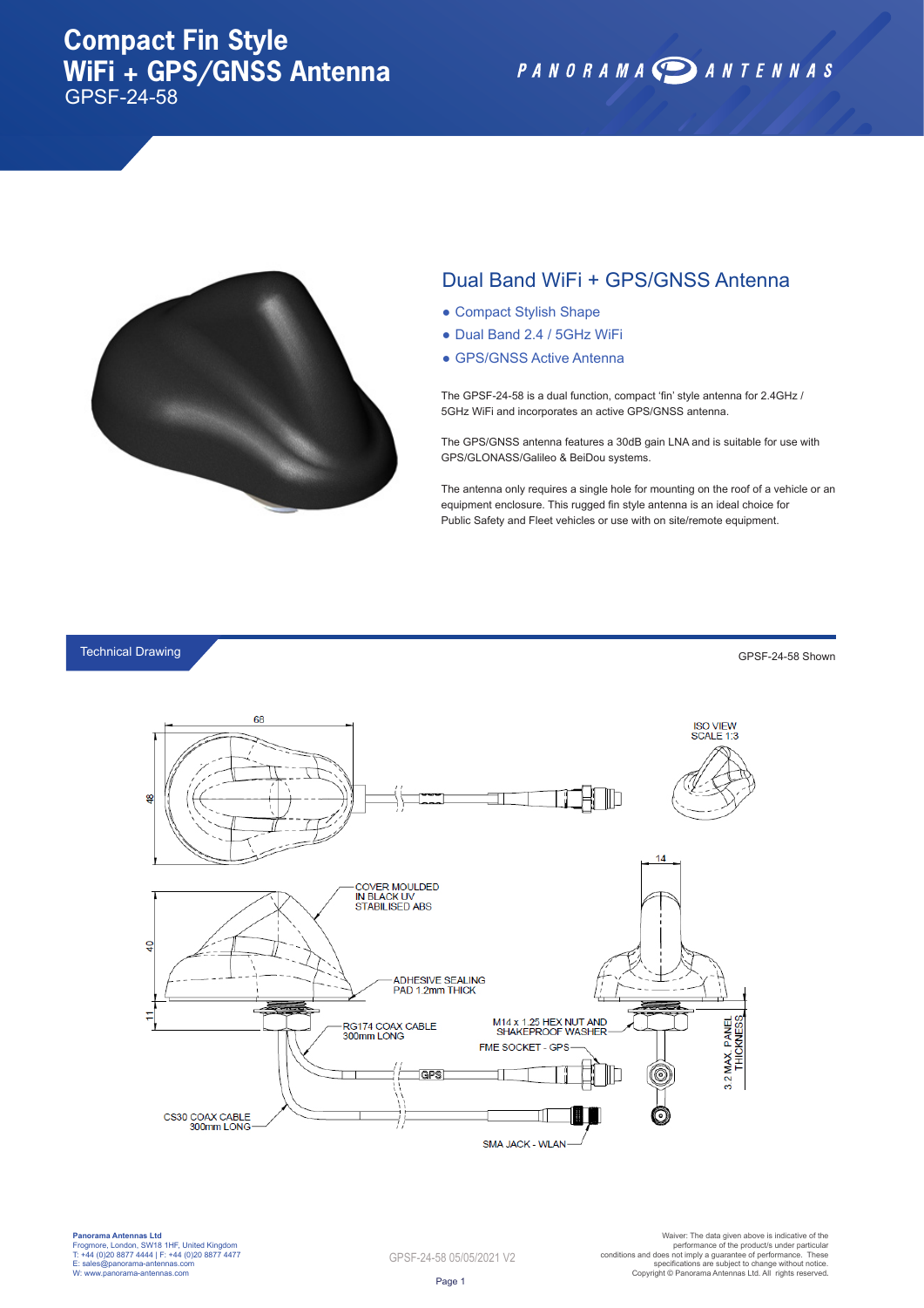# Compact Fin Style WiFi + GPS/GNSS Antenna

GPSF-24-58

PANORAMA ANTENNAS

## Dual Band WiFi + GPS/GNSS Antenna

- Compact Stylish Shape
- Dual Band 2.4 / 5GHz WiFi
- GPS/GNSS Active Antenna

The GPSF-24-58 is a dual function, compact 'fin' style antenna for 2.4GHz / 5GHz WiFi and incorporates an active GPS/GNSS antenna.

The GPS/GNSS antenna features a 30dB gain LNA and is suitable for use with GPS/GLONASS/Galileo & BeiDou systems.

The antenna only requires a single hole for mounting on the roof of a vehicle or an equipment enclosure. This rugged fin style antenna is an ideal choice for Public Safety and Fleet vehicles or use with on site/remote equipment.

## Technical Drawing

GPSF-24-58 Shown

68

48

ISO VIEW
SCALE 1:3

14

COVER MOULDED IN BLACK UV STABILISED ABS

40

ADHESIVE SEALING PAD 1.2mm THICK

11

RG174 COAX CABLE 300mm LONG

M14 x 1.25 HEX NUT AND SHAKEPROOF WASHER

FME SOCKET - GPS

GPS

3.2 MAX. PANEL THICKNESS

CS30 COAX CABLE 300mm LONG

SMA JACK - WLAN

**Panorama Antennas Ltd**
Frogmore, London, SW18 1HF, United Kingdom
T: +44 (0)20 8877 4444 | F: +44 (0)20 8877 4477
E: sales@panorama-antennas.com
W: www.panorama-antennas.com

GPSF-24-58 05/05/2021 V2

Waiver: The data given above is indicative of the performance of the product/s under particular conditions and does not imply a guarantee of performance. These specifications are subject to change without notice.
Copyright © Panorama Antennas Ltd. All rights reserved.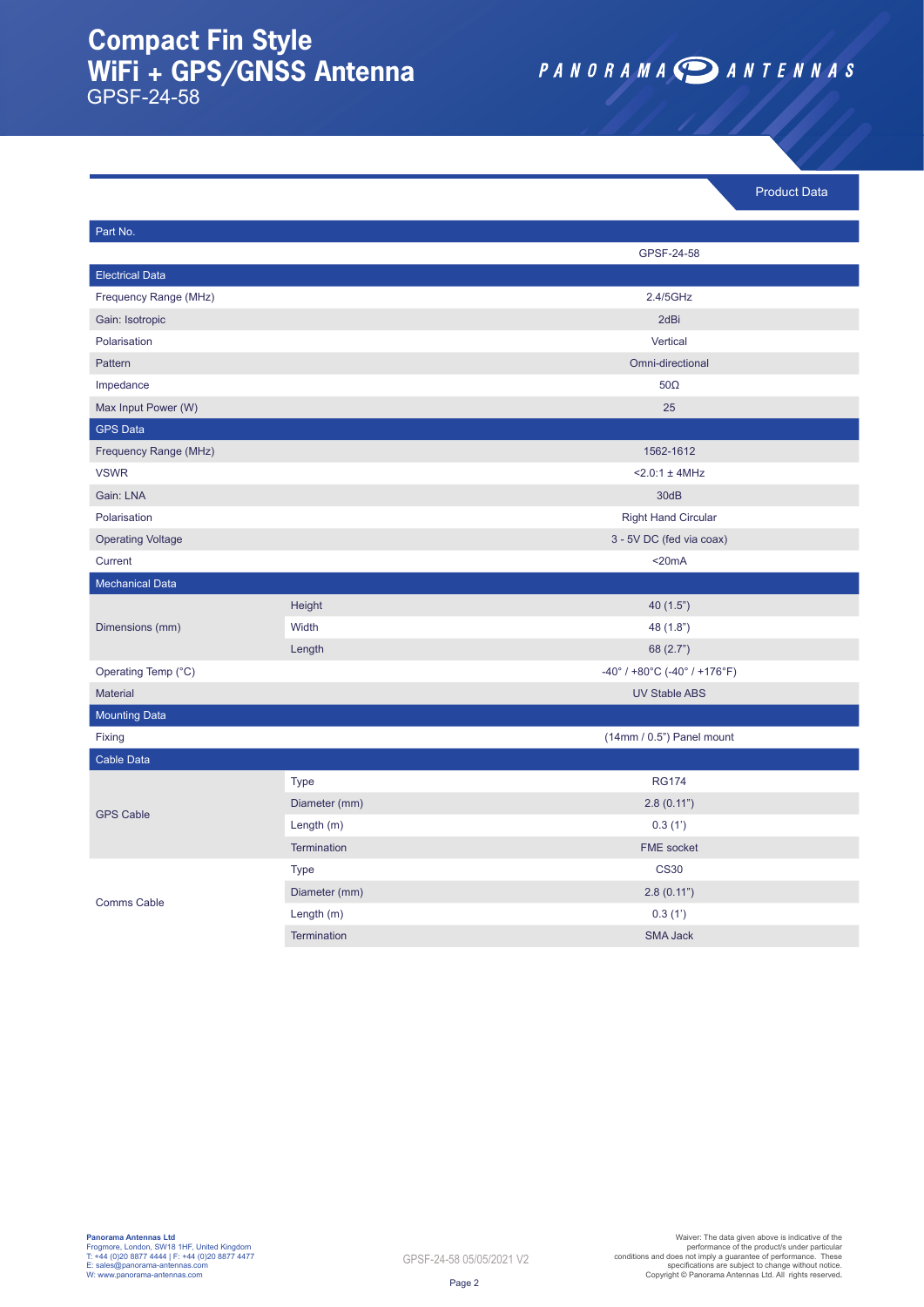# Compact Fin Style WiFi + GPS/GNSS Antenna

GPSF-24-58

PANORAMA ANTENNAS

Product Data

| Part No. | | |
|---|---|---|
| | | GPSF-24-58 |
| **Electrical Data** | | |
| Frequency Range (MHz) | | 2.4/5GHz |
| Gain: Isotropic | | 2dBi |
| Polarisation | | Vertical |
| Pattern | | Omni-directional |
| Impedance | | 50Ω |
| Max Input Power (W) | | 25 |
| **GPS Data** | | |
| Frequency Range (MHz) | | 1562-1612 |
| VSWR | | <2.0:1 ± 4MHz |
| Gain: LNA | | 30dB |
| Polarisation | | Right Hand Circular |
| Operating Voltage | | 3 - 5V DC (fed via coax) |
| Current | | <20mA |
| **Mechanical Data** | | |
| Dimensions (mm) | Height | 40 (1.5") |
| | Width | 48 (1.8") |
| | Length | 68 (2.7") |
| Operating Temp (°C) | | -40° / +80°C (-40° / +176°F) |
| Material | | UV Stable ABS |
| **Mounting Data** | | |
| Fixing | | (14mm / 0.5") Panel mount |
| **Cable Data** | | |
| GPS Cable | Type | RG174 |
| | Diameter (mm) | 2.8 (0.11") |
| | Length (m) | 0.3 (1') |
| | Termination | FME socket |
| Comms Cable | Type | CS30 |
| | Diameter (mm) | 2.8 (0.11") |
| | Length (m) | 0.3 (1') |
| | Termination | SMA Jack |

**Panorama Antennas Ltd**
Frogmore, London, SW18 1HF, United Kingdom
T: +44 (0)20 8877 4444 | F: +44 (0)20 8877 4477
E: sales@panorama-antennas.com
W: www.panorama-antennas.com

GPSF-24-58 05/05/2021 V2

Waiver: The data given above is indicative of the performance of the product/s under particular conditions and does not imply a guarantee of performance. These specifications are subject to change without notice.
Copyright © Panorama Antennas Ltd. All rights reserved.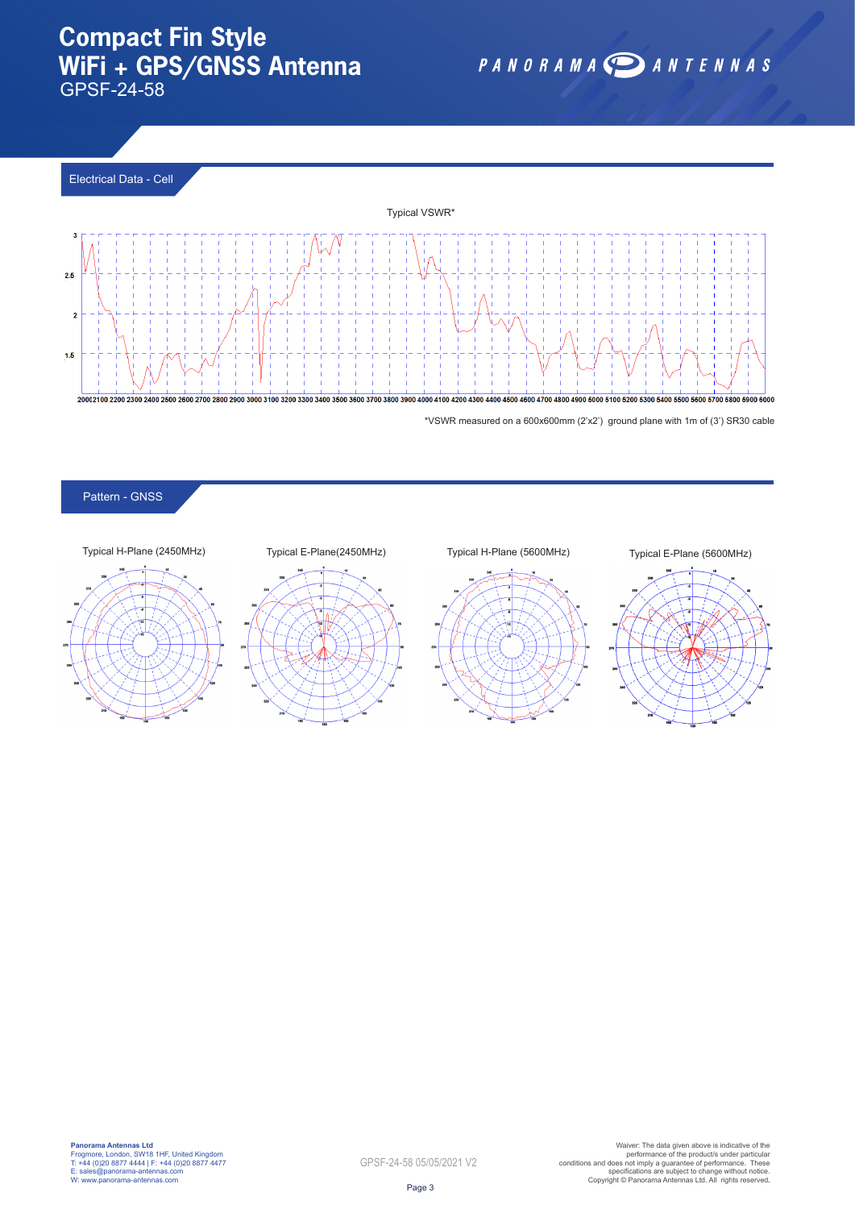# Compact Fin Style WiFi + GPS/GNSS Antenna

GPSF-24-58

## Electrical Data - Cell

Typical VSWR*

3
2.5
2
1.5

2000 2100 2200 2300 2400 2500 2600 2700 2800 2900 3000 3100 3200 3300 3400 3500 3600 3700 3800 3900 4000 4100 4200 4300 4400 4500 4600 4700 4800 4900 5000 5100 5200 5300 5400 5500 5600 5700 5800 5900 6000

*VSWR measured on a 600x600mm (2'x2') ground plane with 1m of (3') SR30 cable

## Pattern - GNSS

Typical H-Plane (2450MHz)

Typical E-Plane(2450MHz)

Typical H-Plane (5600MHz)

Typical E-Plane (5600MHz)

**Panorama Antennas Ltd**
Frogmore, London, SW18 1HF, United Kingdom
T: +44 (0)20 8877 4444 | F: +44 (0)20 8877 4477
E: sales@panorama-antennas.com
W: www.panorama-antennas.com

GPSF-24-58 05/05/2021 V2

Waiver: The data given above is indicative of the performance of the product/s under particular conditions and does not imply a guarantee of performance. These specifications are subject to change without notice.
Copyright © Panorama Antennas Ltd. All rights reserved.